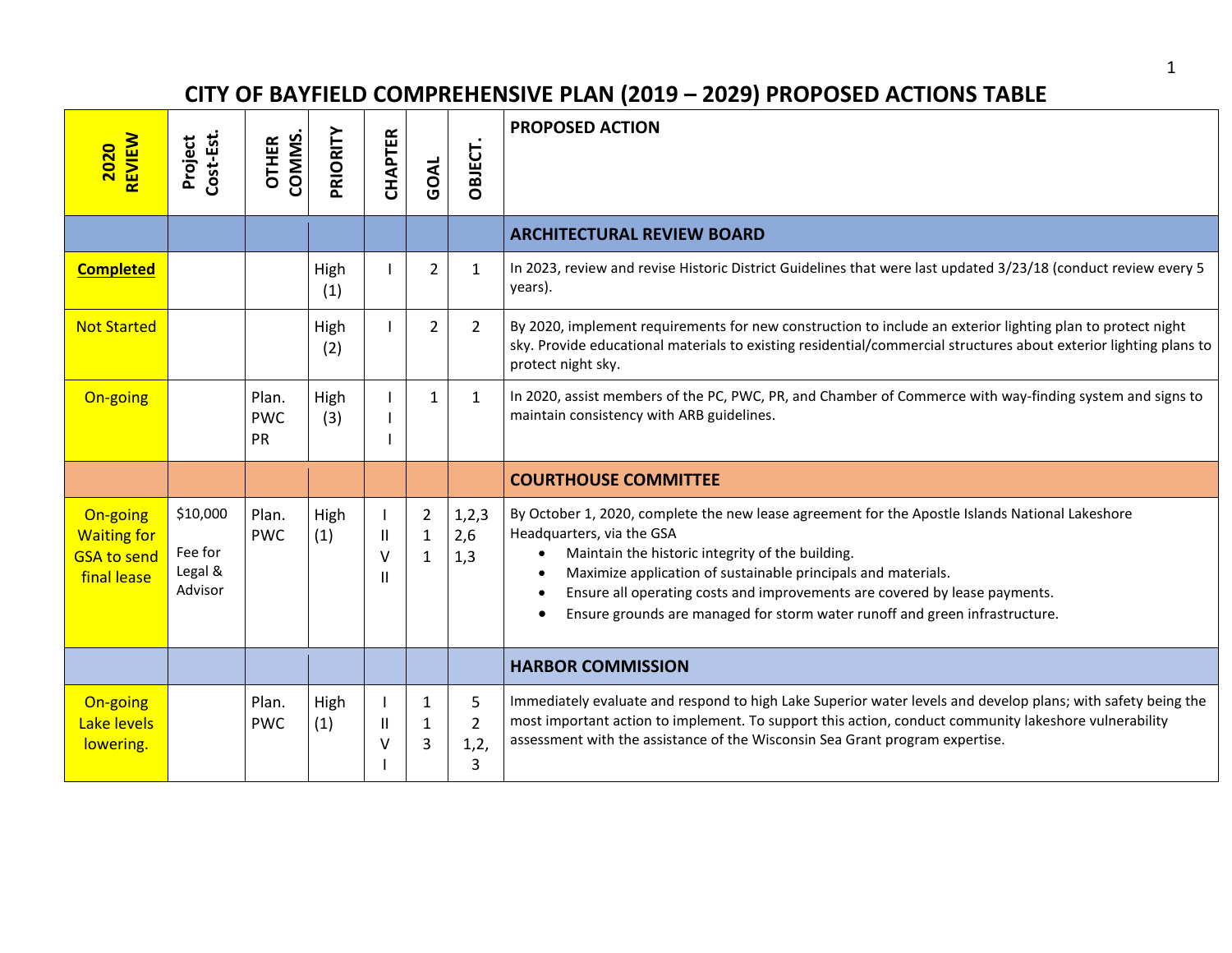# CITY OF BAYFIELD COMPREHENSIVE PLAN (2019 – 2029) PROPOSED ACTIONS TABLE

| 2020 REVIEW | Project Cost-Est. | OTHER COMMS. | PRIORITY | CHAPTER | GOAL | OBJECT. | PROPOSED ACTION |
|---|---|---|---|---|---|---|---|
| | | | | | | | **ARCHITECTURAL REVIEW BOARD** |
| **Completed** | | | High (1) | I | 2 | 1 | In 2023, review and revise Historic District Guidelines that were last updated 3/23/18 (conduct review every 5 years). |
| Not Started | | | High (2) | I | 2 | 2 | By 2020, implement requirements for new construction to include an exterior lighting plan to protect night sky. Provide educational materials to existing residential/commercial structures about exterior lighting plans to protect night sky. |
| On-going | | Plan. PWC PR | High (3) | III | 1 | 1 | In 2020, assist members of the PC, PWC, PR, and Chamber of Commerce with way-finding system and signs to maintain consistency with ARB guidelines. |
| | | | | | | | **COURTHOUSE COMMITTEE** |
| On-going Waiting for GSA to send final lease | $10,000 Fee for Legal & Advisor | Plan. PWC | High (1) | I II V II | 2 1 1 | 1,2,3 2,6 1,3 | By October 1, 2020, complete the new lease agreement for the Apostle Islands National Lakeshore Headquarters, via the GSA<br>• Maintain the historic integrity of the building.<br>• Maximize application of sustainable principals and materials.<br>• Ensure all operating costs and improvements are covered by lease payments.<br>• Ensure grounds are managed for storm water runoff and green infrastructure. |
| | | | | | | | **HARBOR COMMISSION** |
| On-going Lake levels lowering. | | Plan. PWC | High (1) | I II V I | 1 1 3 | 5 2 1,2, 3 | Immediately evaluate and respond to high Lake Superior water levels and develop plans; with safety being the most important action to implement. To support this action, conduct community lakeshore vulnerability assessment with the assistance of the Wisconsin Sea Grant program expertise. |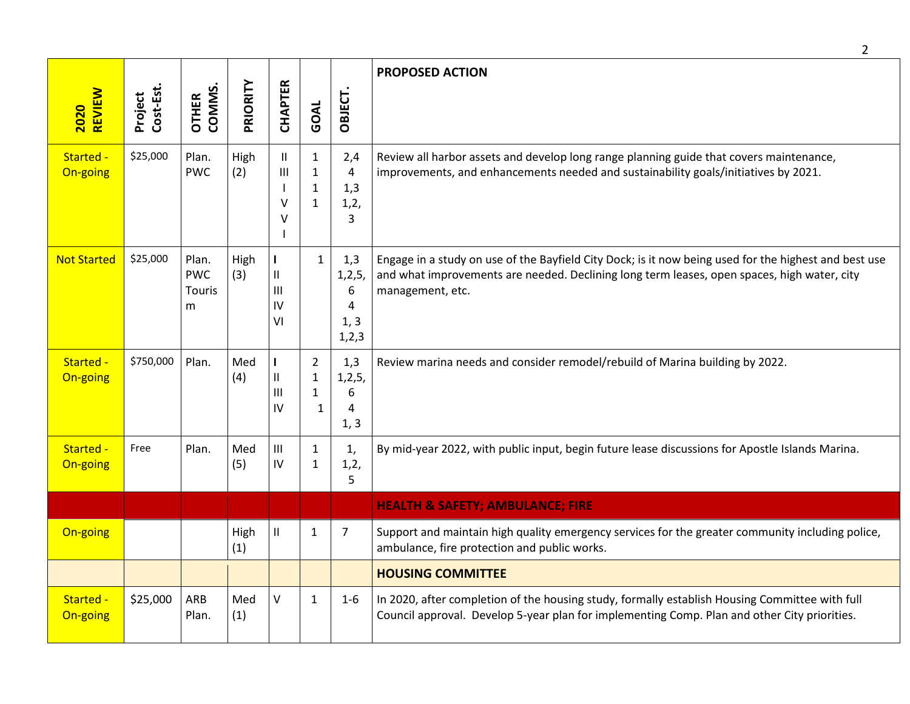| 2020 REVIEW | Project Cost-Est. | OTHER COMMS. | PRIORITY | CHAPTER | GOAL | OBJECT. | PROPOSED ACTION |
|---|---|---|---|---|---|---|---|
| Started - On-going | $25,000 | Plan. PWC | High (2) | II III I V VI | 1 1 1 1 | 2,4 4 1,3 1,2, 3 | Review all harbor assets and develop long range planning guide that covers maintenance, improvements, and enhancements needed and sustainability goals/initiatives by 2021. |
| Not Started | $25,000 | Plan. PWC Tourism | High (3) | I II III IV VI | 1 | 1,3 1,2,5, 6 4 1, 3 1,2,3 | Engage in a study on use of the Bayfield City Dock; is it now being used for the highest and best use and what improvements are needed. Declining long term leases, open spaces, high water, city management, etc. |
| Started - On-going | $750,000 | Plan. | Med (4) | I II III IV | 2 1 1 1 | 1,3 1,2,5, 6 4 1, 3 | Review marina needs and consider remodel/rebuild of Marina building by 2022. |
| Started - On-going | Free | Plan. | Med (5) | III IV | 1 1 | 1, 1,2, 5 | By mid-year 2022, with public input, begin future lease discussions for Apostle Islands Marina. |
| | | | | | | | **HEALTH & SAFETY; AMBULANCE; FIRE** |
| On-going | | | High (1) | II | 1 | 7 | Support and maintain high quality emergency services for the greater community including police, ambulance, fire protection and public works. |
| | | | | | | | **HOUSING COMMITTEE** |
| Started - On-going | $25,000 | ARB Plan. | Med (1) | V | 1 | 1-6 | In 2020, after completion of the housing study, formally establish Housing Committee with full Council approval. Develop 5-year plan for implementing Comp. Plan and other City priorities. |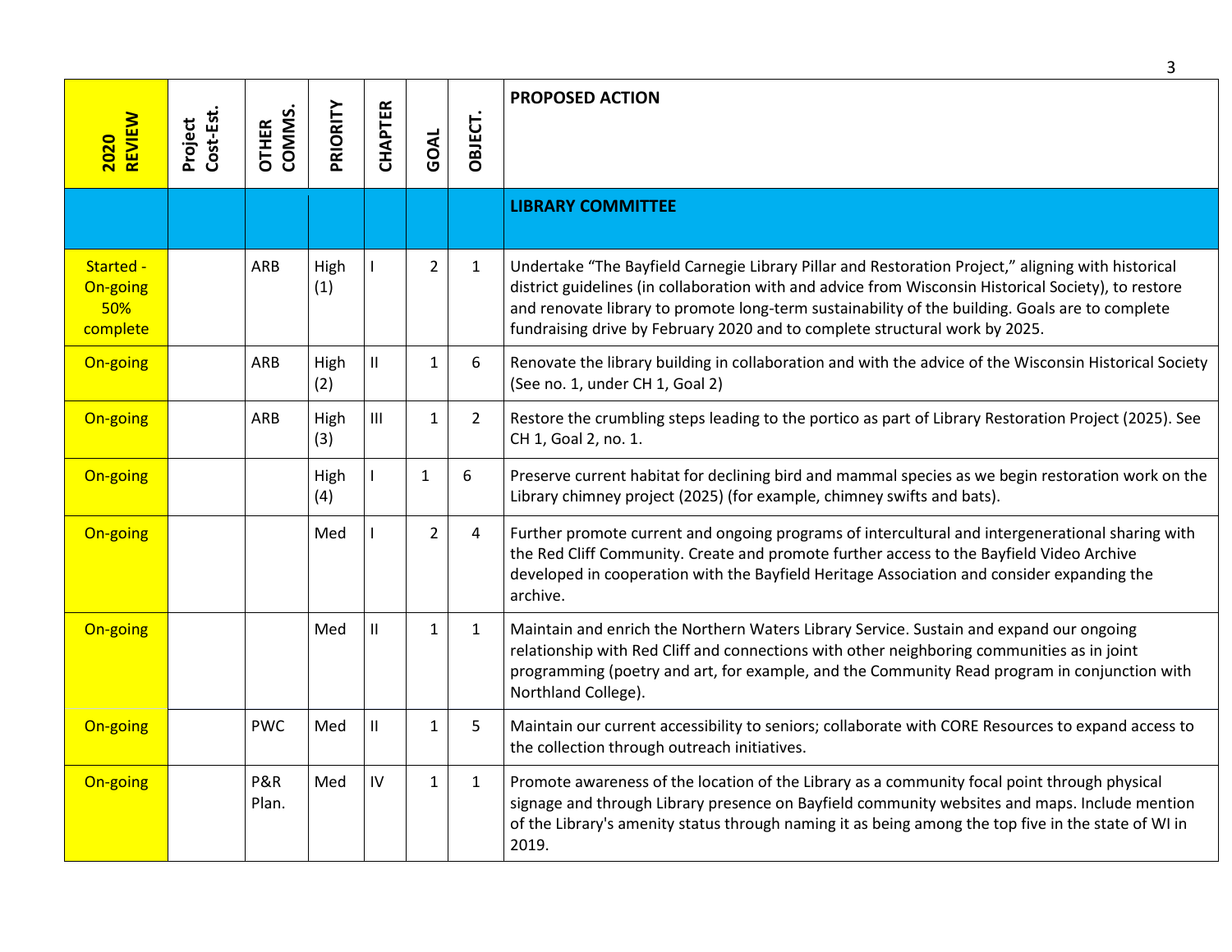| 2020 REVIEW | Project Cost-Est. | OTHER COMMS. | PRIORITY | CHAPTER | GOAL | OBJECT. | PROPOSED ACTION |
|---|---|---|---|---|---|---|---|
| | | | | | | | **LIBRARY COMMITTEE** |
| Started - On-going 50% complete | | ARB | High (1) | I | 2 | 1 | Undertake "The Bayfield Carnegie Library Pillar and Restoration Project," aligning with historical district guidelines (in collaboration with and advice from Wisconsin Historical Society), to restore and renovate library to promote long-term sustainability of the building. Goals are to complete fundraising drive by February 2020 and to complete structural work by 2025. |
| On-going | | ARB | High (2) | II | 1 | 6 | Renovate the library building in collaboration and with the advice of the Wisconsin Historical Society (See no. 1, under CH 1, Goal 2) |
| On-going | | ARB | High (3) | III | 1 | 2 | Restore the crumbling steps leading to the portico as part of Library Restoration Project (2025). See CH 1, Goal 2, no. 1. |
| On-going | | | High (4) | I | 1 | 6 | Preserve current habitat for declining bird and mammal species as we begin restoration work on the Library chimney project (2025) (for example, chimney swifts and bats). |
| On-going | | | Med | I | 2 | 4 | Further promote current and ongoing programs of intercultural and intergenerational sharing with the Red Cliff Community. Create and promote further access to the Bayfield Video Archive developed in cooperation with the Bayfield Heritage Association and consider expanding the archive. |
| On-going | | | Med | II | 1 | 1 | Maintain and enrich the Northern Waters Library Service. Sustain and expand our ongoing relationship with Red Cliff and connections with other neighboring communities as in joint programming (poetry and art, for example, and the Community Read program in conjunction with Northland College). |
| On-going | | PWC | Med | II | 1 | 5 | Maintain our current accessibility to seniors; collaborate with CORE Resources to expand access to the collection through outreach initiatives. |
| On-going | | P&R Plan. | Med | IV | 1 | 1 | Promote awareness of the location of the Library as a community focal point through physical signage and through Library presence on Bayfield community websites and maps. Include mention of the Library's amenity status through naming it as being among the top five in the state of WI in 2019. |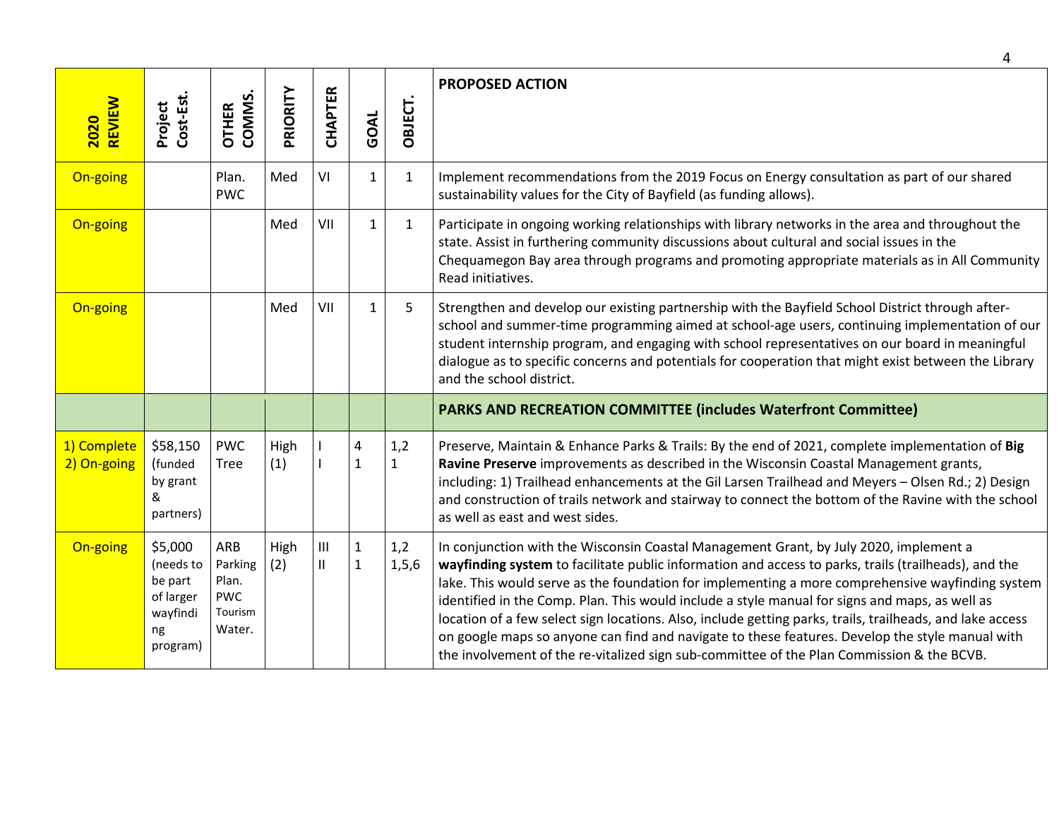| 2020 REVIEW | Project Cost-Est. | OTHER COMMS. | PRIORITY | CHAPTER | GOAL | OBJECT. | PROPOSED ACTION |
|---|---|---|---|---|---|---|---|
| On-going | | Plan. PWC | Med | VI | 1 | 1 | Implement recommendations from the 2019 Focus on Energy consultation as part of our shared sustainability values for the City of Bayfield (as funding allows). |
| On-going | | | Med | VII | 1 | 1 | Participate in ongoing working relationships with library networks in the area and throughout the state. Assist in furthering community discussions about cultural and social issues in the Chequamegon Bay area through programs and promoting appropriate materials as in All Community Read initiatives. |
| On-going | | | Med | VII | 1 | 5 | Strengthen and develop our existing partnership with the Bayfield School District through after-school and summer-time programming aimed at school-age users, continuing implementation of our student internship program, and engaging with school representatives on our board in meaningful dialogue as to specific concerns and potentials for cooperation that might exist between the Library and the school district. |
| | | | | | | | **PARKS AND RECREATION COMMITTEE (includes Waterfront Committee)** |
| 1) Complete<br>2) On-going | $58,150 (funded by grant & partners) | PWC<br>Tree | High (1) | I<br>I | 4<br>1 | 1,2<br>1 | Preserve, Maintain & Enhance Parks & Trails: By the end of 2021, complete implementation of **Big Ravine Preserve** improvements as described in the Wisconsin Coastal Management grants, including: 1) Trailhead enhancements at the Gil Larsen Trailhead and Meyers – Olsen Rd.; 2) Design and construction of trails network and stairway to connect the bottom of the Ravine with the school as well as east and west sides. |
| On-going | $5,000 (needs to be part of larger wayfinding program) | ARB<br>Parking<br>Plan.<br>PWC<br>Tourism<br>Water. | High (2) | III<br>II | 1<br>1 | 1,2<br>1,5,6 | In conjunction with the Wisconsin Coastal Management Grant, by July 2020, implement a **wayfinding system** to facilitate public information and access to parks, trails (trailheads), and the lake. This would serve as the foundation for implementing a more comprehensive wayfinding system identified in the Comp. Plan. This would include a style manual for signs and maps, as well as location of a few select sign locations. Also, include getting parks, trails, trailheads, and lake access on google maps so anyone can find and navigate to these features. Develop the style manual with the involvement of the re-vitalized sign sub-committee of the Plan Commission & the BCVB. |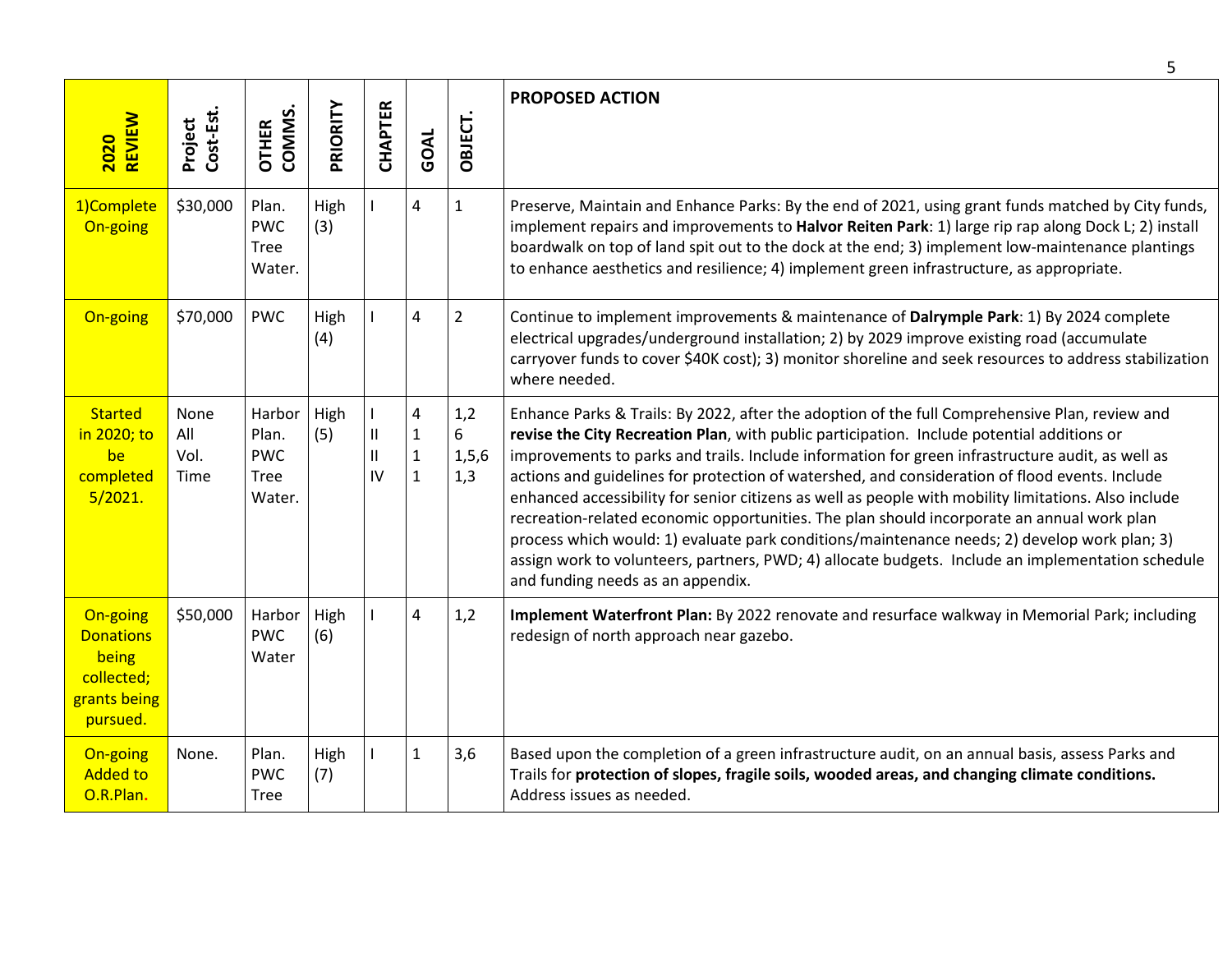| 2020 REVIEW | Project Cost-Est. | OTHER COMMS. | PRIORITY | CHAPTER | GOAL | OBJECT. | PROPOSED ACTION |
|---|---|---|---|---|---|---|---|
| 1)Complete On-going | $30,000 | Plan. PWC Tree Water. | High (3) | I | 4 | 1 | Preserve, Maintain and Enhance Parks: By the end of 2021, using grant funds matched by City funds, implement repairs and improvements to **Halvor Reiten Park**: 1) large rip rap along Dock L; 2) install boardwalk on top of land spit out to the dock at the end; 3) implement low-maintenance plantings to enhance aesthetics and resilience; 4) implement green infrastructure, as appropriate. |
| On-going | $70,000 | PWC | High (4) | I | 4 | 2 | Continue to implement improvements & maintenance of **Dalrymple Park**: 1) By 2024 complete electrical upgrades/underground installation; 2) by 2029 improve existing road (accumulate carryover funds to cover $40K cost); 3) monitor shoreline and seek resources to address stabilization where needed. |
| Started in 2020; to be completed 5/2021. | None All Vol. Time | Harbor Plan. PWC Tree Water. | High (5) | I<br>II<br>II<br>IV | 4<br>1<br>1<br>1 | 1,2<br>6<br>1,5,6<br>1,3 | Enhance Parks & Trails: By 2022, after the adoption of the full Comprehensive Plan, review and **revise the City Recreation Plan**, with public participation. Include potential additions or improvements to parks and trails. Include information for green infrastructure audit, as well as actions and guidelines for protection of watershed, and consideration of flood events. Include enhanced accessibility for senior citizens as well as people with mobility limitations. Also include recreation-related economic opportunities. The plan should incorporate an annual work plan process which would: 1) evaluate park conditions/maintenance needs; 2) develop work plan; 3) assign work to volunteers, partners, PWD; 4) allocate budgets. Include an implementation schedule and funding needs as an appendix. |
| On-going Donations being collected; grants being pursued. | $50,000 | Harbor PWC Water | High (6) | I | 4 | 1,2 | **Implement Waterfront Plan:** By 2022 renovate and resurface walkway in Memorial Park; including redesign of north approach near gazebo. |
| On-going Added to O.R.Plan. | None. | Plan. PWC Tree | High (7) | I | 1 | 3,6 | Based upon the completion of a green infrastructure audit, on an annual basis, assess Parks and Trails for **protection of slopes, fragile soils, wooded areas, and changing climate conditions.** Address issues as needed. |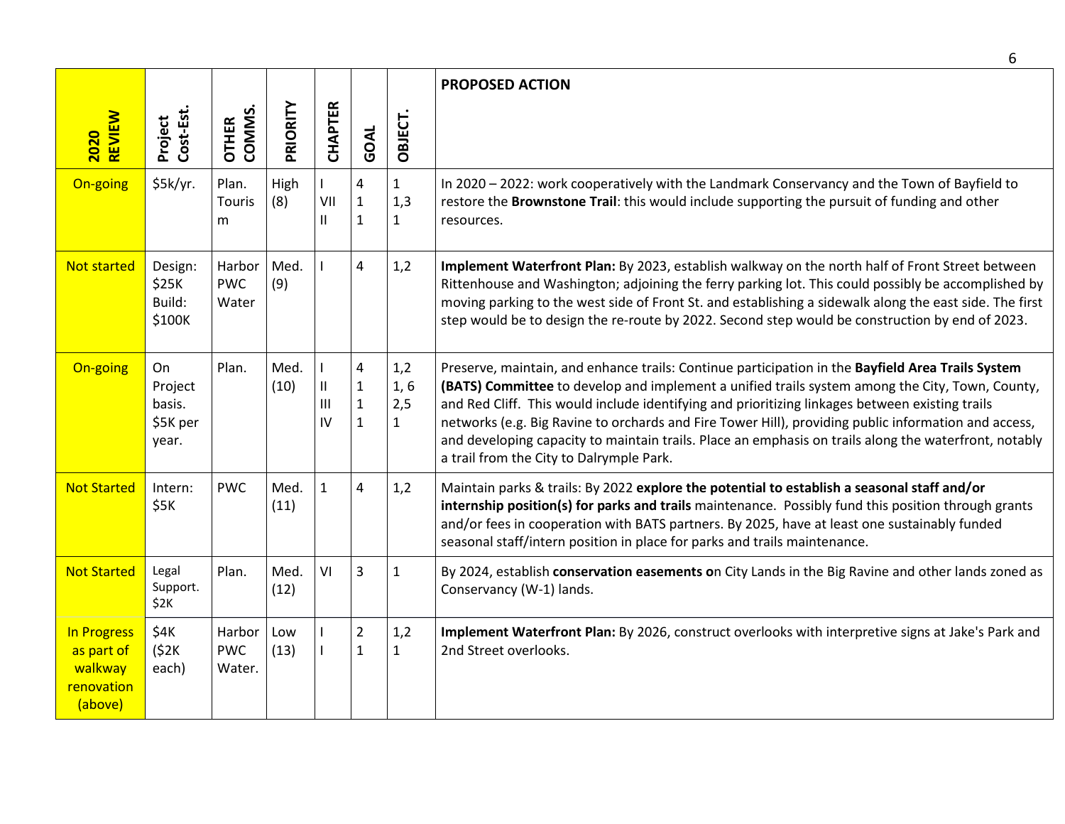| 2020 REVIEW | Project Cost-Est. | OTHER COMMS. | PRIORITY | CHAPTER | GOAL | OBJECT. | PROPOSED ACTION |
|---|---|---|---|---|---|---|---|
| On-going | $5k/yr. | Plan. Tourism | High (8) | I VII II | 4 1 1 | 1 1,3 1 | In 2020 – 2022: work cooperatively with the Landmark Conservancy and the Town of Bayfield to restore the **Brownstone Trail**: this would include supporting the pursuit of funding and other resources. |
| Not started | Design: $25K Build: $100K | Harbor PWC Water | Med. (9) | I | 4 | 1,2 | **Implement Waterfront Plan:** By 2023, establish walkway on the north half of Front Street between Rittenhouse and Washington; adjoining the ferry parking lot. This could possibly be accomplished by moving parking to the west side of Front St. and establishing a sidewalk along the east side. The first step would be to design the re-route by 2022. Second step would be construction by end of 2023. |
| On-going | On Project basis. $5K per year. | Plan. | Med. (10) | I II III IV | 4 1 1 1 | 1,2 1, 6 2,5 1 | Preserve, maintain, and enhance trails: Continue participation in the **Bayfield Area Trails System (BATS) Committee** to develop and implement a unified trails system among the City, Town, County, and Red Cliff. This would include identifying and prioritizing linkages between existing trails networks (e.g. Big Ravine to orchards and Fire Tower Hill), providing public information and access, and developing capacity to maintain trails. Place an emphasis on trails along the waterfront, notably a trail from the City to Dalrymple Park. |
| Not Started | Intern: $5K | PWC | Med. (11) | 1 | 4 | 1,2 | Maintain parks & trails: By 2022 **explore the potential to establish a seasonal staff and/or internship position(s) for parks and trails** maintenance. Possibly fund this position through grants and/or fees in cooperation with BATS partners. By 2025, have at least one sustainably funded seasonal staff/intern position in place for parks and trails maintenance. |
| Not Started | Legal Support. $2K | Plan. | Med. (12) | VI | 3 | 1 | By 2024, establish **conservation easements o**n City Lands in the Big Ravine and other lands zoned as Conservancy (W-1) lands. |
| In Progress as part of walkway renovation (above) | $4K ($2K each) | Harbor PWC Water. | Low (13) | I I | 2 1 | 1,2 1 | **Implement Waterfront Plan:** By 2026, construct overlooks with interpretive signs at Jake's Park and 2nd Street overlooks. |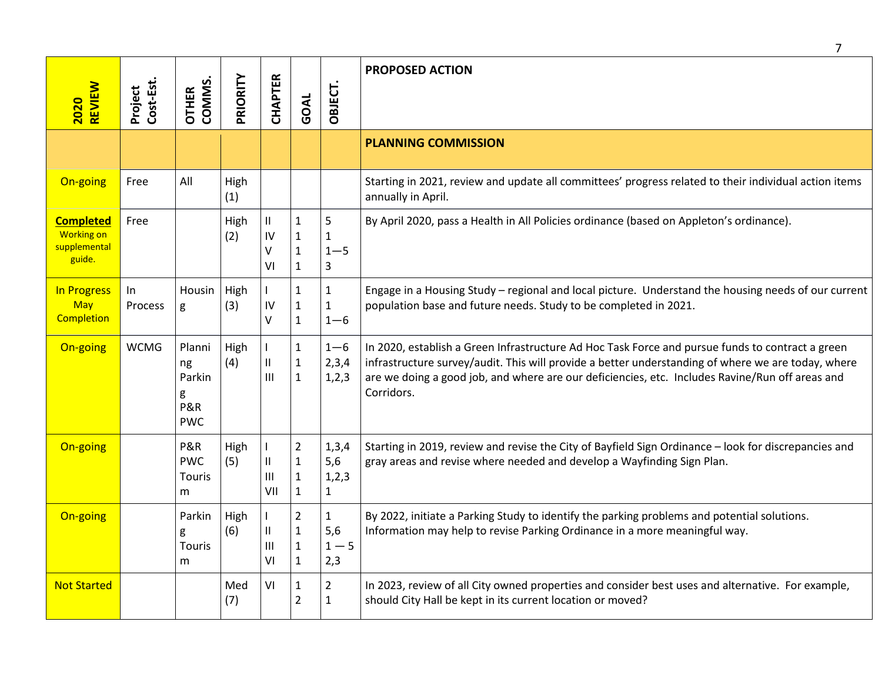| 2020 REVIEW | Project Cost-Est. | OTHER COMMS. | PRIORITY | CHAPTER | GOAL | OBJECT. | PROPOSED ACTION |
|---|---|---|---|---|---|---|---|
| | | | | | | | **PLANNING COMMISSION** |
| On-going | Free | All | High (1) | | | | Starting in 2021, review and update all committees' progress related to their individual action items annually in April. |
| **Completed** Working on supplemental guide. | Free | | High (2) | II IV V VI | 1 1 1 1 | 5 1 1—5 3 | By April 2020, pass a Health in All Policies ordinance (based on Appleton's ordinance). |
| In Progress May Completion | In Process | Housing | High (3) | I IV V | 1 1 1 | 1 1 1—6 | Engage in a Housing Study – regional and local picture. Understand the housing needs of our current population base and future needs. Study to be completed in 2021. |
| On-going | WCMG | Planning Parking P&R PWC | High (4) | I II III | 1 1 1 | 1—6 2,3,4 1,2,3 | In 2020, establish a Green Infrastructure Ad Hoc Task Force and pursue funds to contract a green infrastructure survey/audit. This will provide a better understanding of where we are today, where are we doing a good job, and where are our deficiencies, etc. Includes Ravine/Run off areas and Corridors. |
| On-going | | P&R PWC Tourism | High (5) | I II III VII | 2 1 1 1 | 1,3,4 5,6 1,2,3 1 | Starting in 2019, review and revise the City of Bayfield Sign Ordinance – look for discrepancies and gray areas and revise where needed and develop a Wayfinding Sign Plan. |
| On-going | | Parking Tourism | High (6) | I II III VI | 2 1 1 1 | 1 5,6 1 — 5 2,3 | By 2022, initiate a Parking Study to identify the parking problems and potential solutions. Information may help to revise Parking Ordinance in a more meaningful way. |
| Not Started | | | Med (7) | VI | 1 2 | 2 1 | In 2023, review of all City owned properties and consider best uses and alternative. For example, should City Hall be kept in its current location or moved? |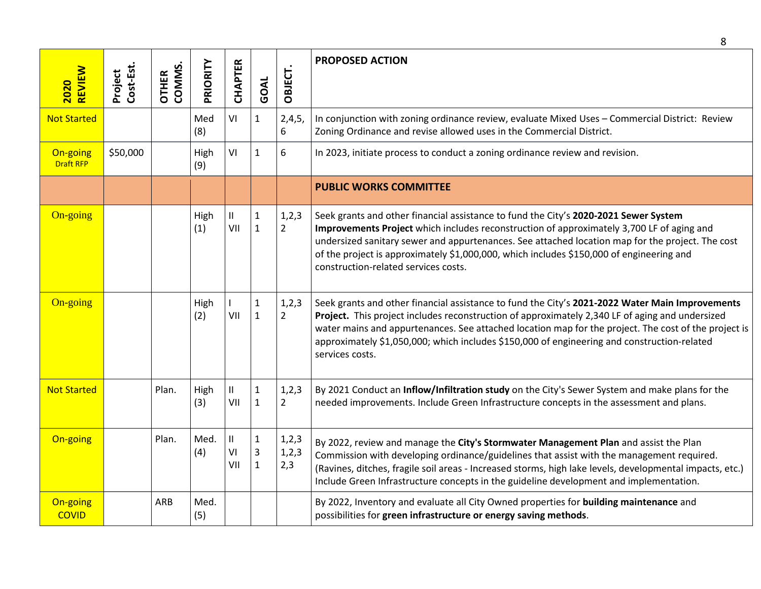| 2020 REVIEW | Project Cost-Est. | OTHER COMMS. | PRIORITY | CHAPTER | GOAL | OBJECT. | PROPOSED ACTION |
|---|---|---|---|---|---|---|---|
| Not Started | | | Med (8) | VI | 1 | 2,4,5, 6 | In conjunction with zoning ordinance review, evaluate Mixed Uses – Commercial District: Review Zoning Ordinance and revise allowed uses in the Commercial District. |
| On-going Draft RFP | $50,000 | | High (9) | VI | 1 | 6 | In 2023, initiate process to conduct a zoning ordinance review and revision. |
| | | | | | | | **PUBLIC WORKS COMMITTEE** |
| On-going | | | High (1) | II VII | 1 1 | 1,2,3 2 | Seek grants and other financial assistance to fund the City's **2020-2021 Sewer System Improvements Project** which includes reconstruction of approximately 3,700 LF of aging and undersized sanitary sewer and appurtenances. See attached location map for the project. The cost of the project is approximately $1,000,000, which includes $150,000 of engineering and construction-related services costs. |
| On-going | | | High (2) | I VII | 1 1 | 1,2,3 2 | Seek grants and other financial assistance to fund the City's **2021-2022 Water Main Improvements Project.** This project includes reconstruction of approximately 2,340 LF of aging and undersized water mains and appurtenances. See attached location map for the project. The cost of the project is approximately $1,050,000; which includes $150,000 of engineering and construction-related services costs. |
| Not Started | | Plan. | High (3) | II VII | 1 1 | 1,2,3 2 | By 2021 Conduct an **Inflow/Infiltration study** on the City's Sewer System and make plans for the needed improvements. Include Green Infrastructure concepts in the assessment and plans. |
| On-going | | Plan. | Med. (4) | II VI VII | 1 3 1 | 1,2,3 1,2,3 2,3 | By 2022, review and manage the **City's Stormwater Management Plan** and assist the Plan Commission with developing ordinance/guidelines that assist with the management required. (Ravines, ditches, fragile soil areas - Increased storms, high lake levels, developmental impacts, etc.) Include Green Infrastructure concepts in the guideline development and implementation. |
| On-going COVID | | ARB | Med. (5) | | | | By 2022, Inventory and evaluate all City Owned properties for **building maintenance** and possibilities for **green infrastructure or energy saving methods**. |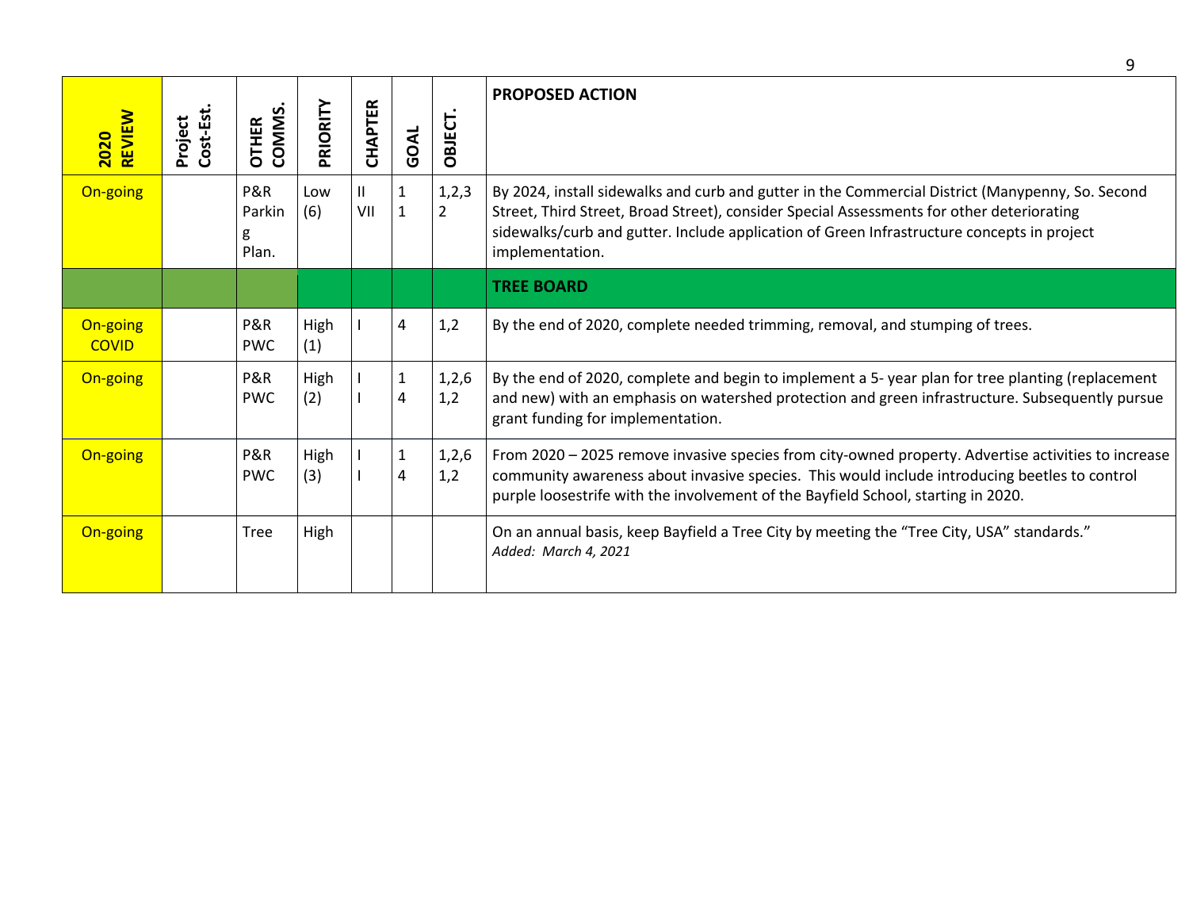| 2020 REVIEW | Project Cost-Est. | OTHER COMMS. | PRIORITY | CHAPTER | GOAL | OBJECT. | PROPOSED ACTION |
|---|---|---|---|---|---|---|---|
| On-going | | P&R Parking Plan. | Low (6) | II VII | 1 1 | 1,2,3 2 | By 2024, install sidewalks and curb and gutter in the Commercial District (Manypenny, So. Second Street, Third Street, Broad Street), consider Special Assessments for other deteriorating sidewalks/curb and gutter. Include application of Green Infrastructure concepts in project implementation. |
| | | | | | | | **TREE BOARD** |
| On-going COVID | | P&R PWC | High (1) | I | 4 | 1,2 | By the end of 2020, complete needed trimming, removal, and stumping of trees. |
| On-going | | P&R PWC | High (2) | I I | 1 4 | 1,2,6 1,2 | By the end of 2020, complete and begin to implement a 5- year plan for tree planting (replacement and new) with an emphasis on watershed protection and green infrastructure. Subsequently pursue grant funding for implementation. |
| On-going | | P&R PWC | High (3) | I I | 1 4 | 1,2,6 1,2 | From 2020 – 2025 remove invasive species from city-owned property. Advertise activities to increase community awareness about invasive species. This would include introducing beetles to control purple loosestrife with the involvement of the Bayfield School, starting in 2020. |
| On-going | | Tree | High | | | | On an annual basis, keep Bayfield a Tree City by meeting the "Tree City, USA" standards." *Added: March 4, 2021* |